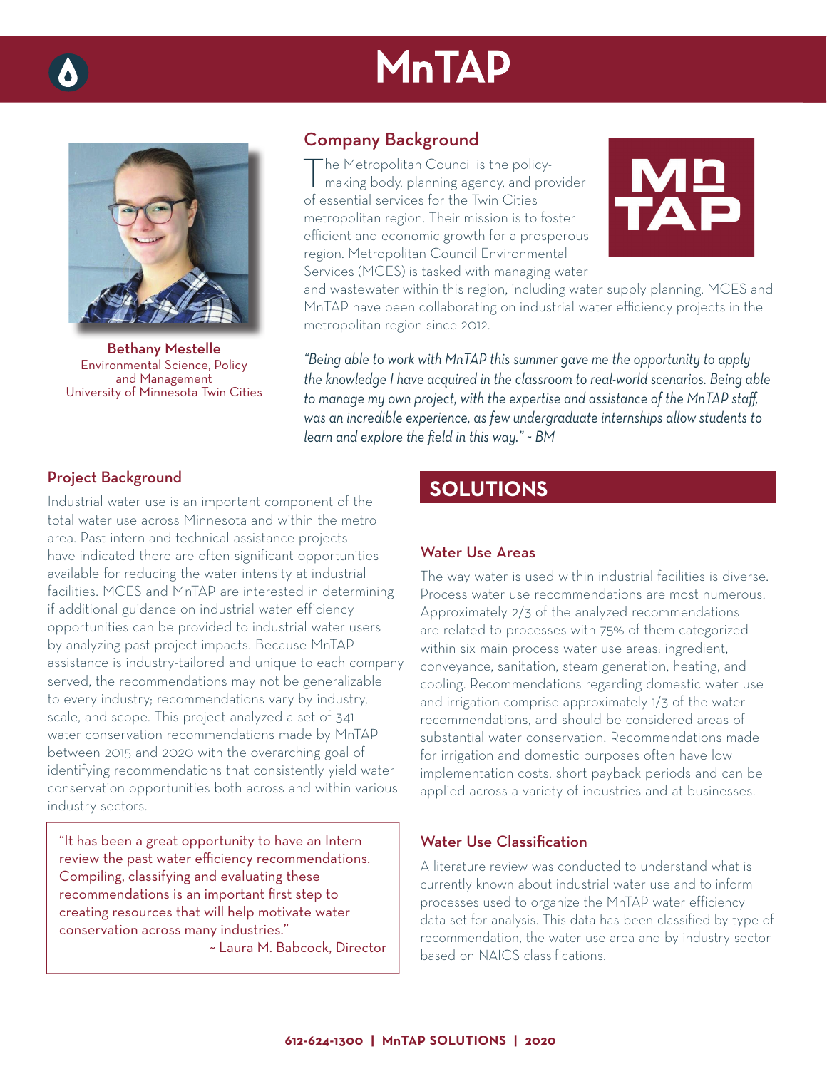# MnTAP

**Bethany Mestelle**
Environmental Science, Policy and Management
University of Minnesota Twin Cities

## Company Background

The Metropolitan Council is the policy-making body, planning agency, and provider of essential services for the Twin Cities metropolitan region. Their mission is to foster efficient and economic growth for a prosperous region. Metropolitan Council Environmental Services (MCES) is tasked with managing water and wastewater within this region, including water supply planning. MCES and MnTAP have been collaborating on industrial water efficiency projects in the metropolitan region since 2012.

*"Being able to work with MnTAP this summer gave me the opportunity to apply the knowledge I have acquired in the classroom to real-world scenarios. Being able to manage my own project, with the expertise and assistance of the MnTAP staff, was an incredible experience, as few undergraduate internships allow students to learn and explore the field in this way." ~ BM*

## Project Background

Industrial water use is an important component of the total water use across Minnesota and within the metro area. Past intern and technical assistance projects have indicated there are often significant opportunities available for reducing the water intensity at industrial facilities. MCES and MnTAP are interested in determining if additional guidance on industrial water efficiency opportunities can be provided to industrial water users by analyzing past project impacts. Because MnTAP assistance is industry-tailored and unique to each company served, the recommendations may not be generalizable to every industry; recommendations vary by industry, scale, and scope. This project analyzed a set of 341 water conservation recommendations made by MnTAP between 2015 and 2020 with the overarching goal of identifying recommendations that consistently yield water conservation opportunities both across and within various industry sectors.

> "It has been a great opportunity to have an Intern review the past water efficiency recommendations. Compiling, classifying and evaluating these recommendations is an important first step to creating resources that will help motivate water conservation across many industries."
> ~ Laura M. Babcock, Director

## SOLUTIONS

### Water Use Areas

The way water is used within industrial facilities is diverse. Process water use recommendations are most numerous. Approximately 2/3 of the analyzed recommendations are related to processes with 75% of them categorized within six main process water use areas: ingredient, conveyance, sanitation, steam generation, heating, and cooling. Recommendations regarding domestic water use and irrigation comprise approximately 1/3 of the water recommendations, and should be considered areas of substantial water conservation. Recommendations made for irrigation and domestic purposes often have low implementation costs, short payback periods and can be applied across a variety of industries and at businesses.

### Water Use Classification

A literature review was conducted to understand what is currently known about industrial water use and to inform processes used to organize the MnTAP water efficiency data set for analysis. This data has been classified by type of recommendation, the water use area and by industry sector based on NAICS classifications.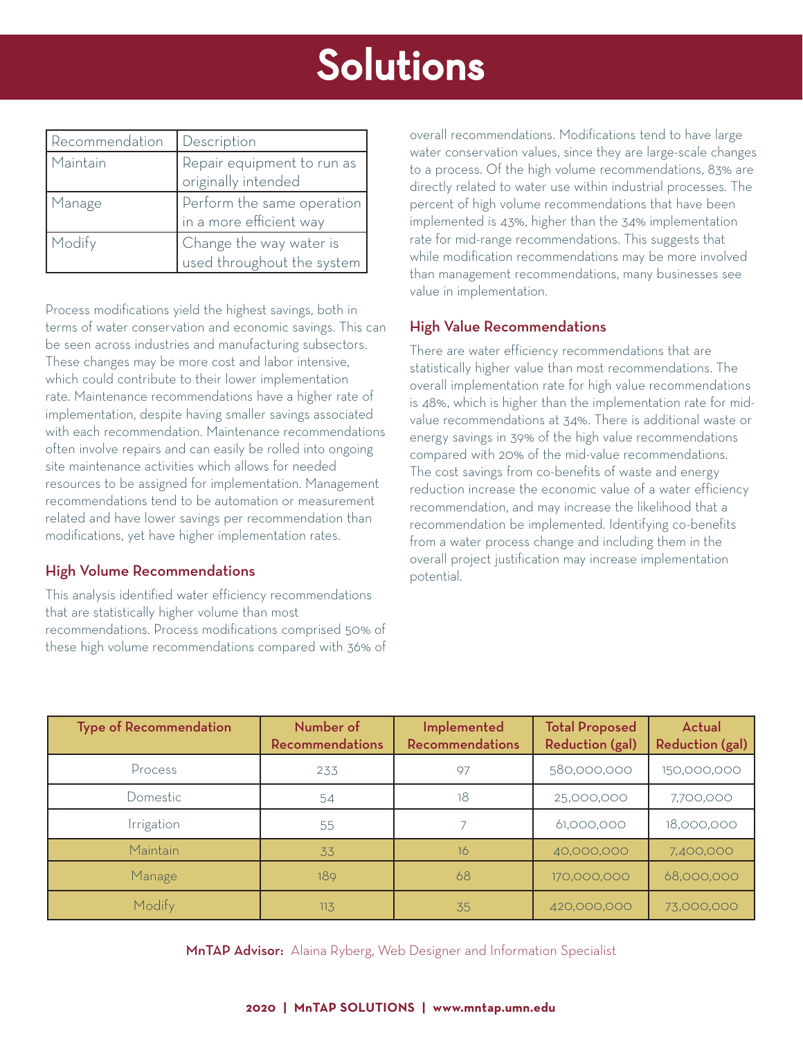# Solutions

| Recommendation | Description |
|---|---|
| Maintain | Repair equipment to run as originally intended |
| Manage | Perform the same operation in a more efficient way |
| Modify | Change the way water is used throughout the system |

Process modifications yield the highest savings, both in terms of water conservation and economic savings. This can be seen across industries and manufacturing subsectors. These changes may be more cost and labor intensive, which could contribute to their lower implementation rate. Maintenance recommendations have a higher rate of implementation, despite having smaller savings associated with each recommendation. Maintenance recommendations often involve repairs and can easily be rolled into ongoing site maintenance activities which allows for needed resources to be assigned for implementation. Management recommendations tend to be automation or measurement related and have lower savings per recommendation than modifications, yet have higher implementation rates.

## High Volume Recommendations

This analysis identified water efficiency recommendations that are statistically higher volume than most recommendations. Process modifications comprised 50% of these high volume recommendations compared with 36% of overall recommendations. Modifications tend to have large water conservation values, since they are large-scale changes to a process. Of the high volume recommendations, 83% are directly related to water use within industrial processes. The percent of high volume recommendations that have been implemented is 43%, higher than the 34% implementation rate for mid-range recommendations. This suggests that while modification recommendations may be more involved than management recommendations, many businesses see value in implementation.

## High Value Recommendations

There are water efficiency recommendations that are statistically higher value than most recommendations. The overall implementation rate for high value recommendations is 48%, which is higher than the implementation rate for mid-value recommendations at 34%. There is additional waste or energy savings in 39% of the high value recommendations compared with 20% of the mid-value recommendations. The cost savings from co-benefits of waste and energy reduction increase the economic value of a water efficiency recommendation, and may increase the likelihood that a recommendation be implemented. Identifying co-benefits from a water process change and including them in the overall project justification may increase implementation potential.

| Type of Recommendation | Number of Recommendations | Implemented Recommendations | Total Proposed Reduction (gal) | Actual Reduction (gal) |
|---|---|---|---|---|
| Process | 233 | 97 | 580,000,000 | 150,000,000 |
| Domestic | 54 | 18 | 25,000,000 | 7,700,000 |
| Irrigation | 55 | 7 | 61,000,000 | 18,000,000 |
| Maintain | 33 | 16 | 40,000,000 | 7,400,000 |
| Manage | 189 | 68 | 170,000,000 | 68,000,000 |
| Modify | 113 | 35 | 420,000,000 | 73,000,000 |

**MnTAP Advisor:** Alaina Ryberg, Web Designer and Information Specialist